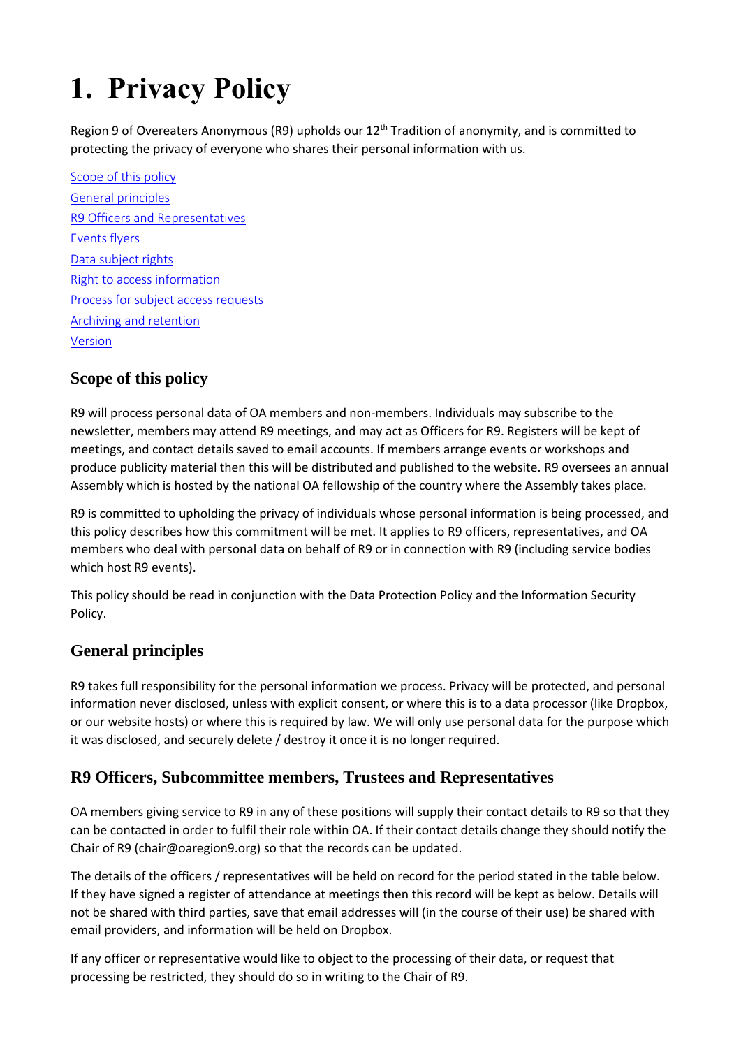# 1. Privacy Policy

Region 9 of Overeaters Anonymous (R9) upholds our 12th Tradition of anonymity, and is committed to protecting the privacy of everyone who shares their personal information with us.

[Scope of this policy](#scope-of-this-policy)
[General principles](#general-principles)
[R9 Officers and Representatives](#r9-officers-subcommittee-members-trustees-and-representatives)
[Events flyers](#events-flyers)
[Data subject rights](#data-subject-rights)
[Right to access information](#right-to-access-information)
[Process for subject access requests](#process-for-subject-access-requests)
[Archiving and retention](#archiving-and-retention)
[Version](#version)

## Scope of this policy

R9 will process personal data of OA members and non-members. Individuals may subscribe to the newsletter, members may attend R9 meetings, and may act as Officers for R9. Registers will be kept of meetings, and contact details saved to email accounts. If members arrange events or workshops and produce publicity material then this will be distributed and published to the website. R9 oversees an annual Assembly which is hosted by the national OA fellowship of the country where the Assembly takes place.

R9 is committed to upholding the privacy of individuals whose personal information is being processed, and this policy describes how this commitment will be met. It applies to R9 officers, representatives, and OA members who deal with personal data on behalf of R9 or in connection with R9 (including service bodies which host R9 events).

This policy should be read in conjunction with the Data Protection Policy and the Information Security Policy.

## General principles

R9 takes full responsibility for the personal information we process. Privacy will be protected, and personal information never disclosed, unless with explicit consent, or where this is to a data processor (like Dropbox, or our website hosts) or where this is required by law. We will only use personal data for the purpose which it was disclosed, and securely delete / destroy it once it is no longer required.

## R9 Officers, Subcommittee members, Trustees and Representatives

OA members giving service to R9 in any of these positions will supply their contact details to R9 so that they can be contacted in order to fulfil their role within OA. If their contact details change they should notify the Chair of R9 (chair@oaregion9.org) so that the records can be updated.

The details of the officers / representatives will be held on record for the period stated in the table below. If they have signed a register of attendance at meetings then this record will be kept as below. Details will not be shared with third parties, save that email addresses will (in the course of their use) be shared with email providers, and information will be held on Dropbox.

If any officer or representative would like to object to the processing of their data, or request that processing be restricted, they should do so in writing to the Chair of R9.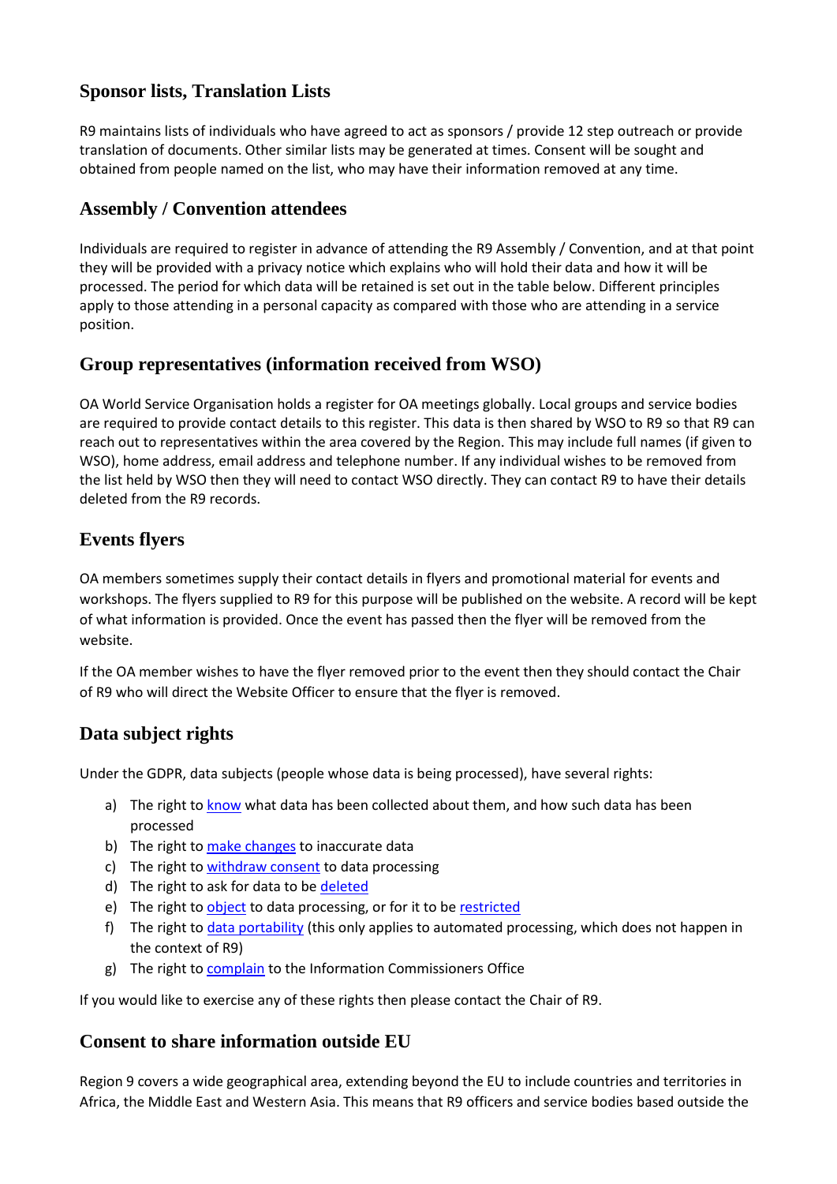## Sponsor lists, Translation Lists

R9 maintains lists of individuals who have agreed to act as sponsors / provide 12 step outreach or provide translation of documents. Other similar lists may be generated at times. Consent will be sought and obtained from people named on the list, who may have their information removed at any time.

## Assembly / Convention attendees

Individuals are required to register in advance of attending the R9 Assembly / Convention, and at that point they will be provided with a privacy notice which explains who will hold their data and how it will be processed. The period for which data will be retained is set out in the table below. Different principles apply to those attending in a personal capacity as compared with those who are attending in a service position.

## Group representatives (information received from WSO)

OA World Service Organisation holds a register for OA meetings globally. Local groups and service bodies are required to provide contact details to this register. This data is then shared by WSO to R9 so that R9 can reach out to representatives within the area covered by the Region. This may include full names (if given to WSO), home address, email address and telephone number. If any individual wishes to be removed from the list held by WSO then they will need to contact WSO directly. They can contact R9 to have their details deleted from the R9 records.

## Events flyers

OA members sometimes supply their contact details in flyers and promotional material for events and workshops. The flyers supplied to R9 for this purpose will be published on the website. A record will be kept of what information is provided. Once the event has passed then the flyer will be removed from the website.

If the OA member wishes to have the flyer removed prior to the event then they should contact the Chair of R9 who will direct the Website Officer to ensure that the flyer is removed.

## Data subject rights

Under the GDPR, data subjects (people whose data is being processed), have several rights:

a) The right to know what data has been collected about them, and how such data has been processed
b) The right to make changes to inaccurate data
c) The right to withdraw consent to data processing
d) The right to ask for data to be deleted
e) The right to object to data processing, or for it to be restricted
f) The right to data portability (this only applies to automated processing, which does not happen in the context of R9)
g) The right to complain to the Information Commissioners Office

If you would like to exercise any of these rights then please contact the Chair of R9.

## Consent to share information outside EU

Region 9 covers a wide geographical area, extending beyond the EU to include countries and territories in Africa, the Middle East and Western Asia. This means that R9 officers and service bodies based outside the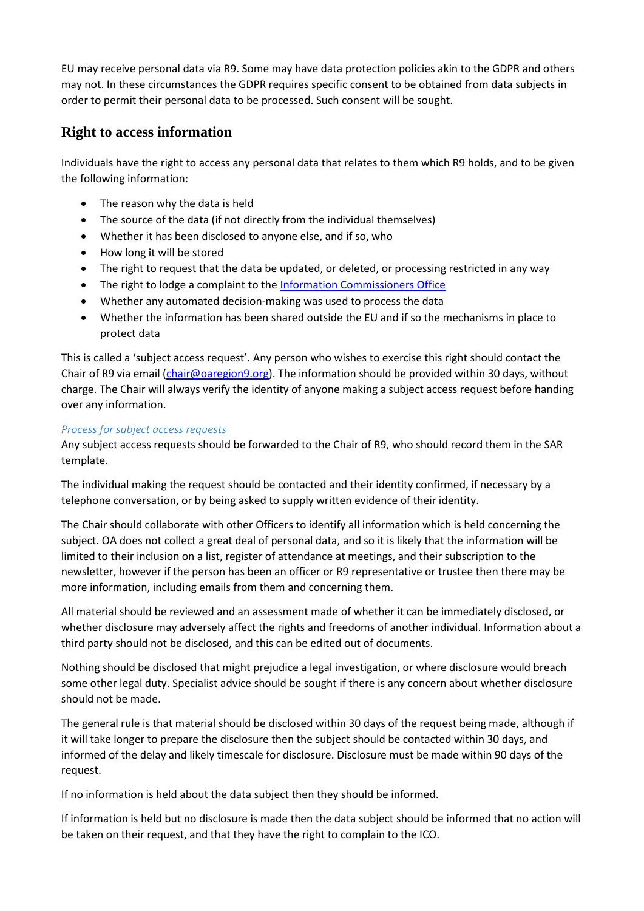EU may receive personal data via R9. Some may have data protection policies akin to the GDPR and others may not. In these circumstances the GDPR requires specific consent to be obtained from data subjects in order to permit their personal data to be processed. Such consent will be sought.

## Right to access information

Individuals have the right to access any personal data that relates to them which R9 holds, and to be given the following information:

- The reason why the data is held
- The source of the data (if not directly from the individual themselves)
- Whether it has been disclosed to anyone else, and if so, who
- How long it will be stored
- The right to request that the data be updated, or deleted, or processing restricted in any way
- The right to lodge a complaint to the [Information Commissioners Office]()
- Whether any automated decision-making was used to process the data
- Whether the information has been shared outside the EU and if so the mechanisms in place to protect data

This is called a 'subject access request'. Any person who wishes to exercise this right should contact the Chair of R9 via email ([chair@oaregion9.org](mailto:chair@oaregion9.org)). The information should be provided within 30 days, without charge. The Chair will always verify the identity of anyone making a subject access request before handing over any information.

*Process for subject access requests*

Any subject access requests should be forwarded to the Chair of R9, who should record them in the SAR template.

The individual making the request should be contacted and their identity confirmed, if necessary by a telephone conversation, or by being asked to supply written evidence of their identity.

The Chair should collaborate with other Officers to identify all information which is held concerning the subject. OA does not collect a great deal of personal data, and so it is likely that the information will be limited to their inclusion on a list, register of attendance at meetings, and their subscription to the newsletter, however if the person has been an officer or R9 representative or trustee then there may be more information, including emails from them and concerning them.

All material should be reviewed and an assessment made of whether it can be immediately disclosed, or whether disclosure may adversely affect the rights and freedoms of another individual. Information about a third party should not be disclosed, and this can be edited out of documents.

Nothing should be disclosed that might prejudice a legal investigation, or where disclosure would breach some other legal duty. Specialist advice should be sought if there is any concern about whether disclosure should not be made.

The general rule is that material should be disclosed within 30 days of the request being made, although if it will take longer to prepare the disclosure then the subject should be contacted within 30 days, and informed of the delay and likely timescale for disclosure. Disclosure must be made within 90 days of the request.

If no information is held about the data subject then they should be informed.

If information is held but no disclosure is made then the data subject should be informed that no action will be taken on their request, and that they have the right to complain to the ICO.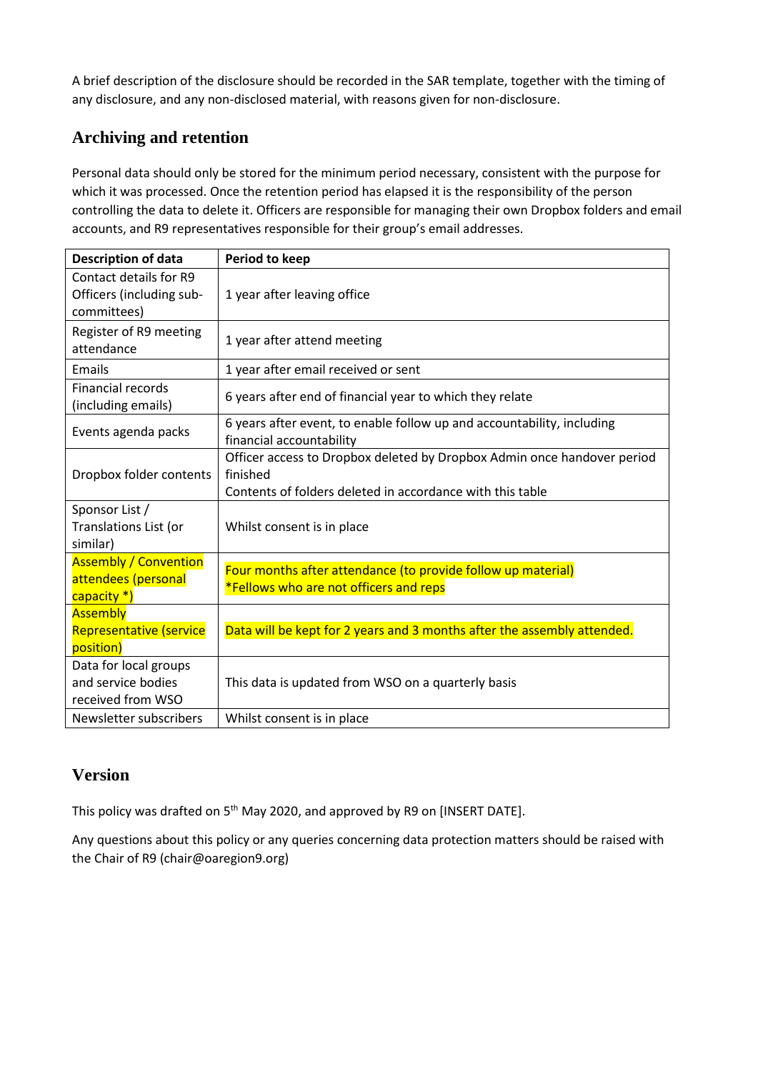A brief description of the disclosure should be recorded in the SAR template, together with the timing of any disclosure, and any non-disclosed material, with reasons given for non-disclosure.

## Archiving and retention

Personal data should only be stored for the minimum period necessary, consistent with the purpose for which it was processed. Once the retention period has elapsed it is the responsibility of the person controlling the data to delete it. Officers are responsible for managing their own Dropbox folders and email accounts, and R9 representatives responsible for their group's email addresses.

| Description of data | Period to keep |
|---|---|
| Contact details for R9 Officers (including sub-committees) | 1 year after leaving office |
| Register of R9 meeting attendance | 1 year after attend meeting |
| Emails | 1 year after email received or sent |
| Financial records (including emails) | 6 years after end of financial year to which they relate |
| Events agenda packs | 6 years after event, to enable follow up and accountability, including financial accountability |
| Dropbox folder contents | Officer access to Dropbox deleted by Dropbox Admin once handover period finished<br>Contents of folders deleted in accordance with this table |
| Sponsor List / Translations List (or similar) | Whilst consent is in place |
| Assembly / Convention attendees (personal capacity *) | Four months after attendance (to provide follow up material)<br>*Fellows who are not officers and reps |
| Assembly Representative (service position) | Data will be kept for 2 years and 3 months after the assembly attended. |
| Data for local groups and service bodies received from WSO | This data is updated from WSO on a quarterly basis |
| Newsletter subscribers | Whilst consent is in place |

## Version

This policy was drafted on 5th May 2020, and approved by R9 on [INSERT DATE].

Any questions about this policy or any queries concerning data protection matters should be raised with the Chair of R9 (chair@oaregion9.org)